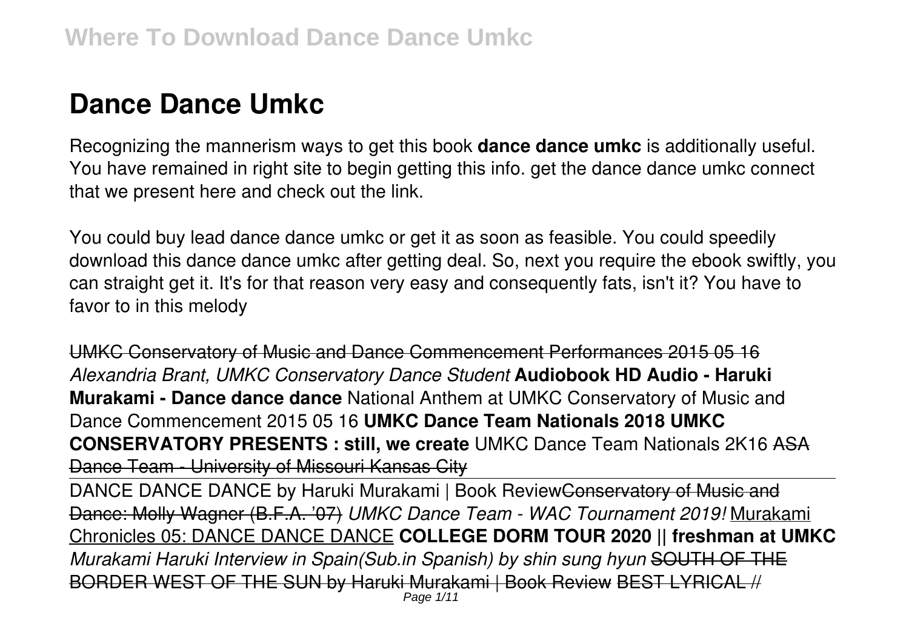# Dance Dance Umkc

Recognizing the mannerism ways to get this book **dance dance umkc** is additionally useful. You have remained in right site to begin getting this info. get the dance dance umkc connect that we present here and check out the link.

You could buy lead dance dance umkc or get it as soon as feasible. You could speedily download this dance dance umkc after getting deal. So, next you require the ebook swiftly, you can straight get it. It's for that reason very easy and consequently fats, isn't it? You have to favor to in this melody

~~UMKC Conservatory of Music and Dance Commencement Performances 2015 05 16~~ *Alexandria Brant, UMKC Conservatory Dance Student* **Audiobook HD Audio - Haruki Murakami - Dance dance dance** National Anthem at UMKC Conservatory of Music and Dance Commencement 2015 05 16 **UMKC Dance Team Nationals 2018 UMKC CONSERVATORY PRESENTS : still, we create** UMKC Dance Team Nationals 2K16 ~~ASA Dance Team - University of Missouri Kansas City~~

DANCE DANCE DANCE by Haruki Murakami | Book Review~~Conservatory of Music and Dance: Molly Wagner (B.F.A. '07)~~ *UMKC Dance Team - WAC Tournament 2019!* Murakami Chronicles 05: DANCE DANCE DANCE **COLLEGE DORM TOUR 2020 || freshman at UMKC** *Murakami Haruki Interview in Spain(Sub.in Spanish) by shin sung hyun* ~~SOUTH OF THE BORDER WEST OF THE SUN by Haruki Murakami | Book Review~~ ~~BEST LYRICAL //~~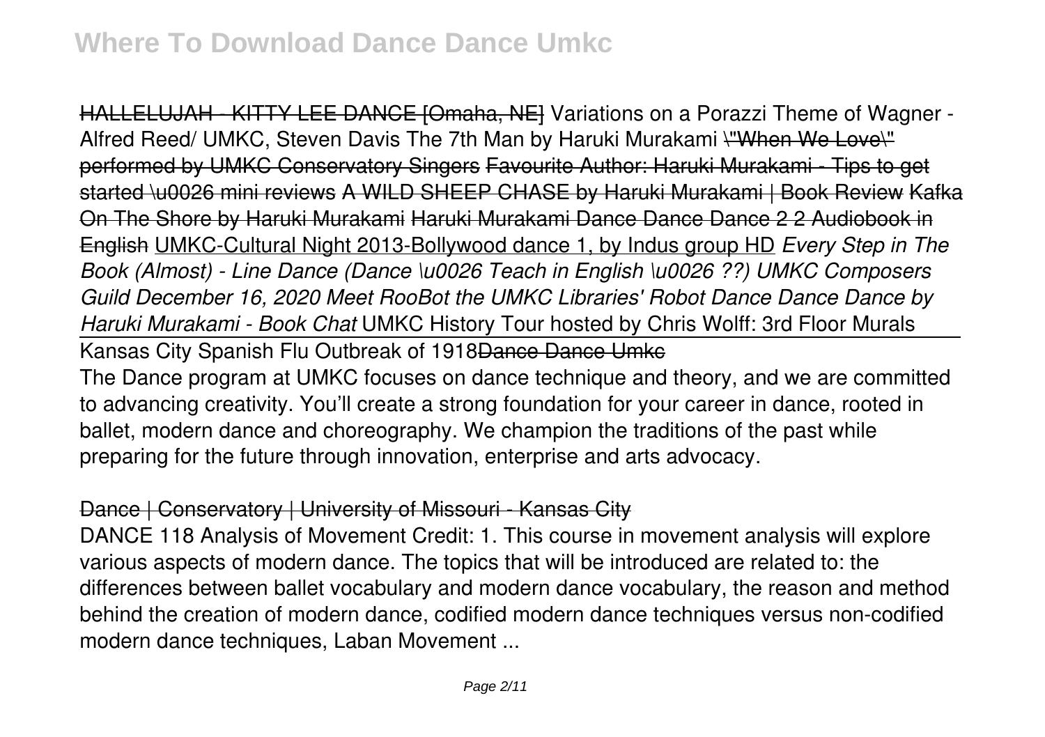HALLELUJAH - KITTY LEE DANCE [Omaha, NE] Variations on a Porazzi Theme of Wagner - Alfred Reed/ UMKC, Steven Davis The 7th Man by Haruki Murakami \"When We Love\" performed by UMKC Conservatory Singers Favourite Author: Haruki Murakami - Tips to get started \u0026 mini reviews A WILD SHEEP CHASE by Haruki Murakami | Book Review Kafka On The Shore by Haruki Murakami Haruki Murakami Dance Dance Dance 2 2 Audiobook in English UMKC-Cultural Night 2013-Bollywood dance 1, by Indus group HD *Every Step in The Book (Almost) - Line Dance (Dance \u0026 Teach in English \u0026 ??) UMKC Composers Guild December 16, 2020 Meet RooBot the UMKC Libraries' Robot Dance Dance Dance by Haruki Murakami - Book Chat* UMKC History Tour hosted by Chris Wolff: 3rd Floor Murals

Kansas City Spanish Flu Outbreak of 1918Dance Dance Umkc

The Dance program at UMKC focuses on dance technique and theory, and we are committed to advancing creativity. You'll create a strong foundation for your career in dance, rooted in ballet, modern dance and choreography. We champion the traditions of the past while preparing for the future through innovation, enterprise and arts advocacy.

Dance | Conservatory | University of Missouri - Kansas City

DANCE 118 Analysis of Movement Credit: 1. This course in movement analysis will explore various aspects of modern dance. The topics that will be introduced are related to: the differences between ballet vocabulary and modern dance vocabulary, the reason and method behind the creation of modern dance, codified modern dance techniques versus non-codified modern dance techniques, Laban Movement ...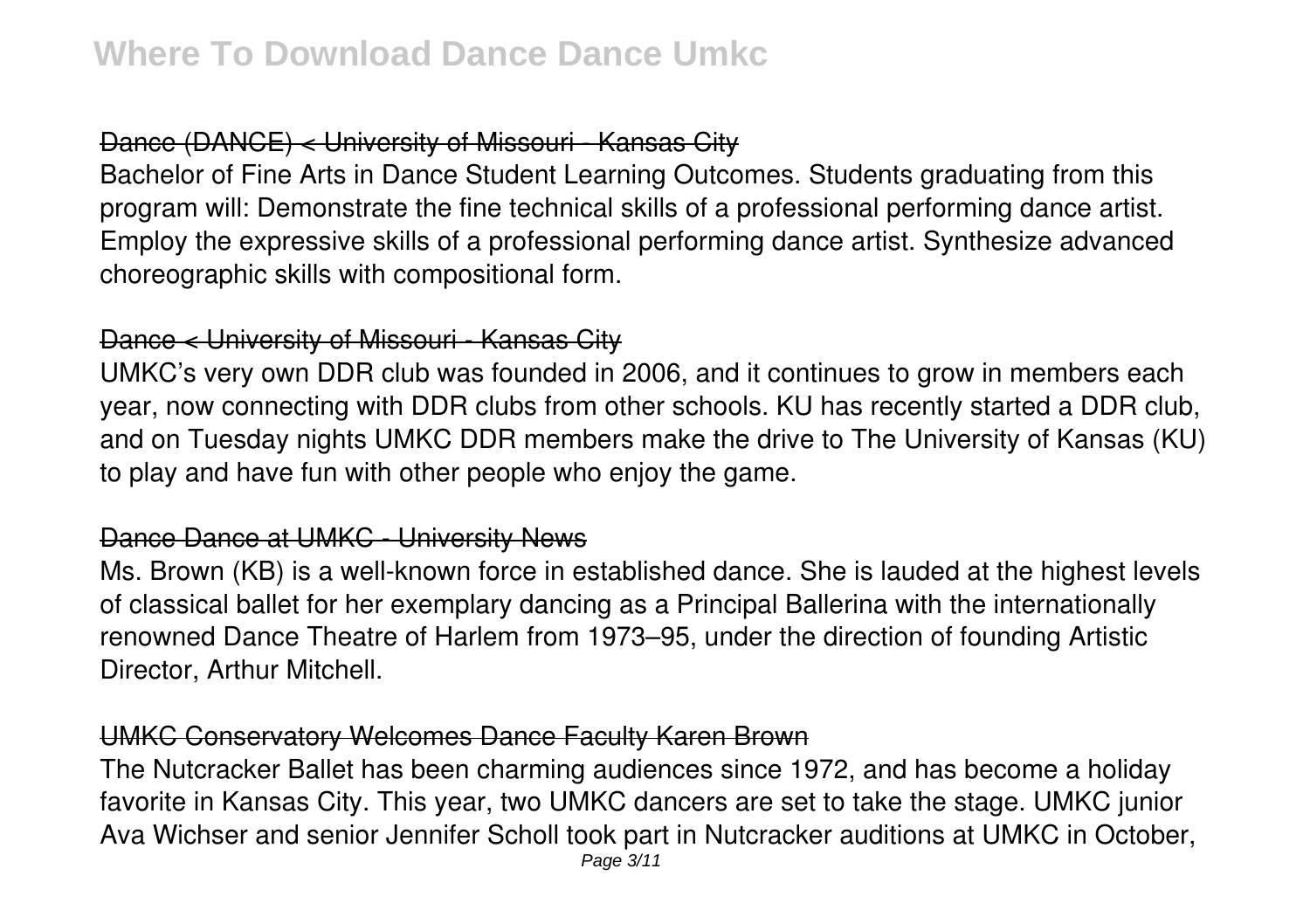# Where To Download Dance Dance Umkc

## Dance (DANCE) < University of Missouri - Kansas City

Bachelor of Fine Arts in Dance Student Learning Outcomes. Students graduating from this program will: Demonstrate the fine technical skills of a professional performing dance artist. Employ the expressive skills of a professional performing dance artist. Synthesize advanced choreographic skills with compositional form.

## Dance < University of Missouri - Kansas City

UMKC's very own DDR club was founded in 2006, and it continues to grow in members each year, now connecting with DDR clubs from other schools. KU has recently started a DDR club, and on Tuesday nights UMKC DDR members make the drive to The University of Kansas (KU) to play and have fun with other people who enjoy the game.

## Dance Dance at UMKC - University News

Ms. Brown (KB) is a well-known force in established dance. She is lauded at the highest levels of classical ballet for her exemplary dancing as a Principal Ballerina with the internationally renowned Dance Theatre of Harlem from 1973–95, under the direction of founding Artistic Director, Arthur Mitchell.

## UMKC Conservatory Welcomes Dance Faculty Karen Brown

The Nutcracker Ballet has been charming audiences since 1972, and has become a holiday favorite in Kansas City. This year, two UMKC dancers are set to take the stage. UMKC junior Ava Wichser and senior Jennifer Scholl took part in Nutcracker auditions at UMKC in October,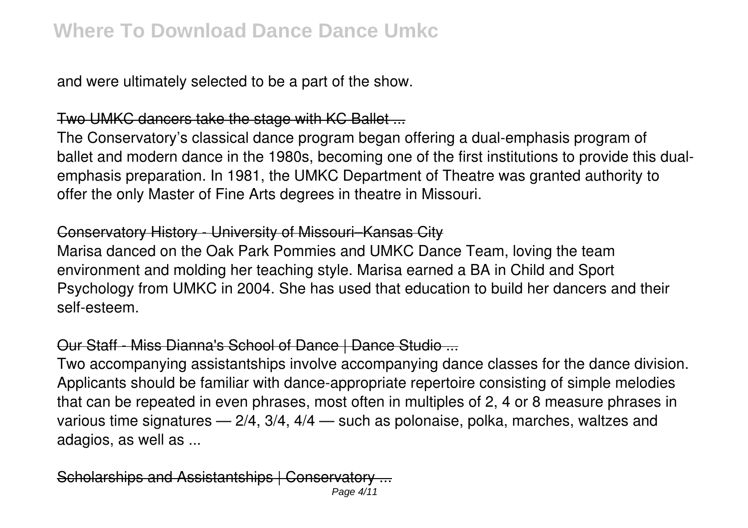and were ultimately selected to be a part of the show.

## Two UMKC dancers take the stage with KC Ballet ...

The Conservatory's classical dance program began offering a dual-emphasis program of ballet and modern dance in the 1980s, becoming one of the first institutions to provide this dual-emphasis preparation. In 1981, the UMKC Department of Theatre was granted authority to offer the only Master of Fine Arts degrees in theatre in Missouri.

## Conservatory History - University of Missouri–Kansas City

Marisa danced on the Oak Park Pommies and UMKC Dance Team, loving the team environment and molding her teaching style. Marisa earned a BA in Child and Sport Psychology from UMKC in 2004. She has used that education to build her dancers and their self-esteem.

## Our Staff - Miss Dianna's School of Dance | Dance Studio ...

Two accompanying assistantships involve accompanying dance classes for the dance division. Applicants should be familiar with dance-appropriate repertoire consisting of simple melodies that can be repeated in even phrases, most often in multiples of 2, 4 or 8 measure phrases in various time signatures — 2/4, 3/4, 4/4 — such as polonaise, polka, marches, waltzes and adagios, as well as ...

## Scholarships and Assistantships | Conservatory ...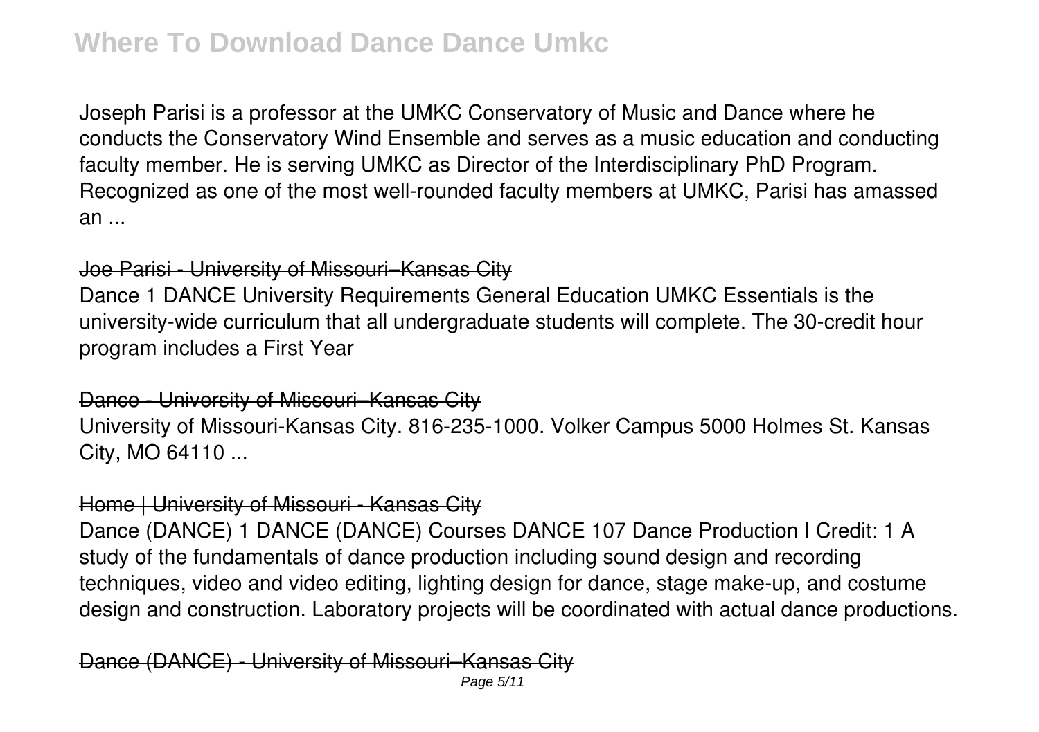Joseph Parisi is a professor at the UMKC Conservatory of Music and Dance where he conducts the Conservatory Wind Ensemble and serves as a music education and conducting faculty member. He is serving UMKC as Director of the Interdisciplinary PhD Program. Recognized as one of the most well-rounded faculty members at UMKC, Parisi has amassed an ...

## Joe Parisi - University of Missouri–Kansas City

Dance 1 DANCE University Requirements General Education UMKC Essentials is the university-wide curriculum that all undergraduate students will complete. The 30-credit hour program includes a First Year

## Dance - University of Missouri–Kansas City

University of Missouri-Kansas City. 816-235-1000. Volker Campus 5000 Holmes St. Kansas City, MO 64110 ...

## Home | University of Missouri - Kansas City

Dance (DANCE) 1 DANCE (DANCE) Courses DANCE 107 Dance Production I Credit: 1 A study of the fundamentals of dance production including sound design and recording techniques, video and video editing, lighting design for dance, stage make-up, and costume design and construction. Laboratory projects will be coordinated with actual dance productions.

## Dance (DANCE) - University of Missouri–Kansas City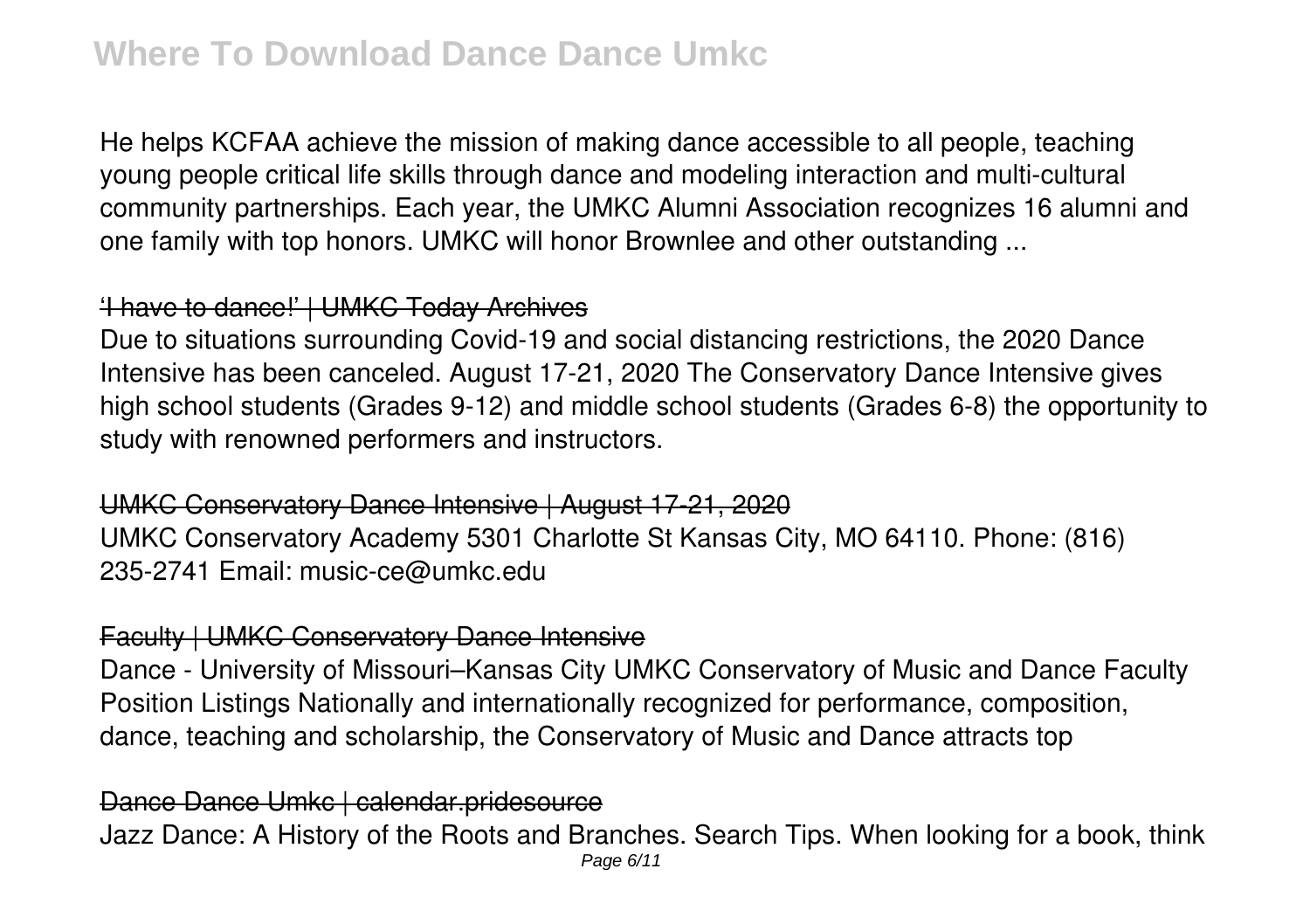He helps KCFAA achieve the mission of making dance accessible to all people, teaching young people critical life skills through dance and modeling interaction and multi-cultural community partnerships. Each year, the UMKC Alumni Association recognizes 16 alumni and one family with top honors. UMKC will honor Brownlee and other outstanding ...

## 'I have to dance!' | UMKC Today Archives

Due to situations surrounding Covid-19 and social distancing restrictions, the 2020 Dance Intensive has been canceled. August 17-21, 2020 The Conservatory Dance Intensive gives high school students (Grades 9-12) and middle school students (Grades 6-8) the opportunity to study with renowned performers and instructors.

## UMKC Conservatory Dance Intensive | August 17-21, 2020

UMKC Conservatory Academy 5301 Charlotte St Kansas City, MO 64110. Phone: (816) 235-2741 Email: music-ce@umkc.edu

## Faculty | UMKC Conservatory Dance Intensive

Dance - University of Missouri–Kansas City UMKC Conservatory of Music and Dance Faculty Position Listings Nationally and internationally recognized for performance, composition, dance, teaching and scholarship, the Conservatory of Music and Dance attracts top

## Dance Dance Umkc | calendar.pridesource

Jazz Dance: A History of the Roots and Branches. Search Tips. When looking for a book, think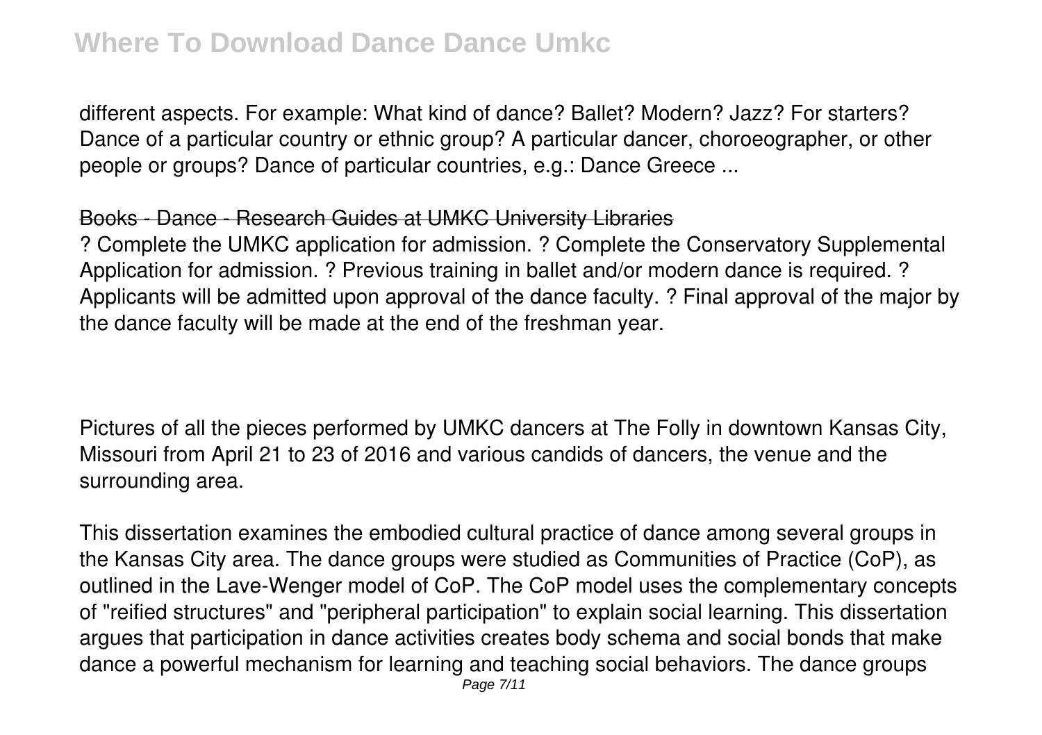different aspects. For example: What kind of dance? Ballet? Modern? Jazz? For starters? Dance of a particular country or ethnic group? A particular dancer, choroeographer, or other people or groups? Dance of particular countries, e.g.: Dance Greece ...

## Books - Dance - Research Guides at UMKC University Libraries

? Complete the UMKC application for admission. ? Complete the Conservatory Supplemental Application for admission. ? Previous training in ballet and/or modern dance is required. ? Applicants will be admitted upon approval of the dance faculty. ? Final approval of the major by the dance faculty will be made at the end of the freshman year.

Pictures of all the pieces performed by UMKC dancers at The Folly in downtown Kansas City, Missouri from April 21 to 23 of 2016 and various candids of dancers, the venue and the surrounding area.

This dissertation examines the embodied cultural practice of dance among several groups in the Kansas City area. The dance groups were studied as Communities of Practice (CoP), as outlined in the Lave-Wenger model of CoP. The CoP model uses the complementary concepts of "reified structures" and "peripheral participation" to explain social learning. This dissertation argues that participation in dance activities creates body schema and social bonds that make dance a powerful mechanism for learning and teaching social behaviors. The dance groups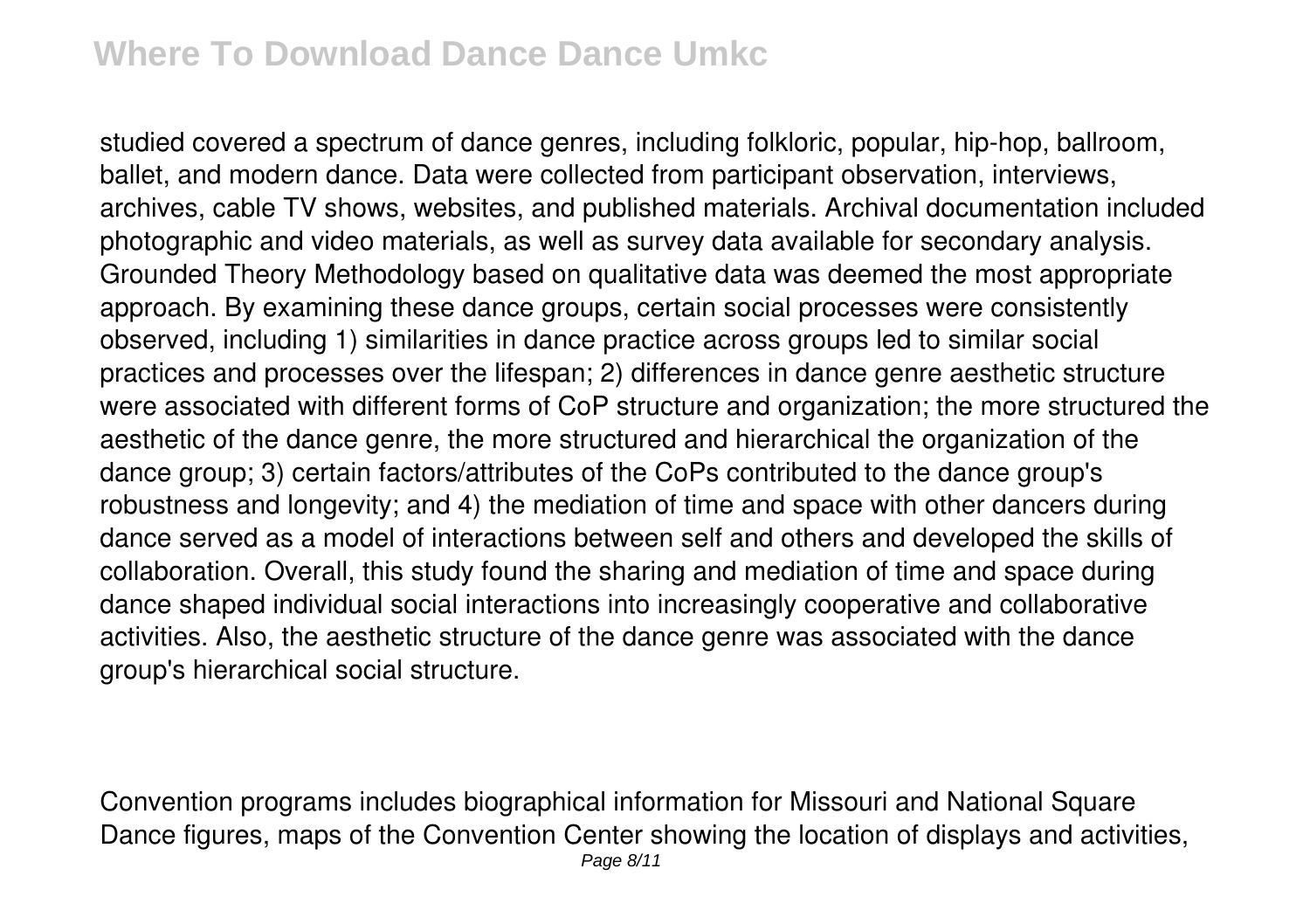studied covered a spectrum of dance genres, including folkloric, popular, hip-hop, ballroom, ballet, and modern dance. Data were collected from participant observation, interviews, archives, cable TV shows, websites, and published materials. Archival documentation included photographic and video materials, as well as survey data available for secondary analysis. Grounded Theory Methodology based on qualitative data was deemed the most appropriate approach. By examining these dance groups, certain social processes were consistently observed, including 1) similarities in dance practice across groups led to similar social practices and processes over the lifespan; 2) differences in dance genre aesthetic structure were associated with different forms of CoP structure and organization; the more structured the aesthetic of the dance genre, the more structured and hierarchical the organization of the dance group; 3) certain factors/attributes of the CoPs contributed to the dance group's robustness and longevity; and 4) the mediation of time and space with other dancers during dance served as a model of interactions between self and others and developed the skills of collaboration. Overall, this study found the sharing and mediation of time and space during dance shaped individual social interactions into increasingly cooperative and collaborative activities. Also, the aesthetic structure of the dance genre was associated with the dance group's hierarchical social structure.

Convention programs includes biographical information for Missouri and National Square Dance figures, maps of the Convention Center showing the location of displays and activities,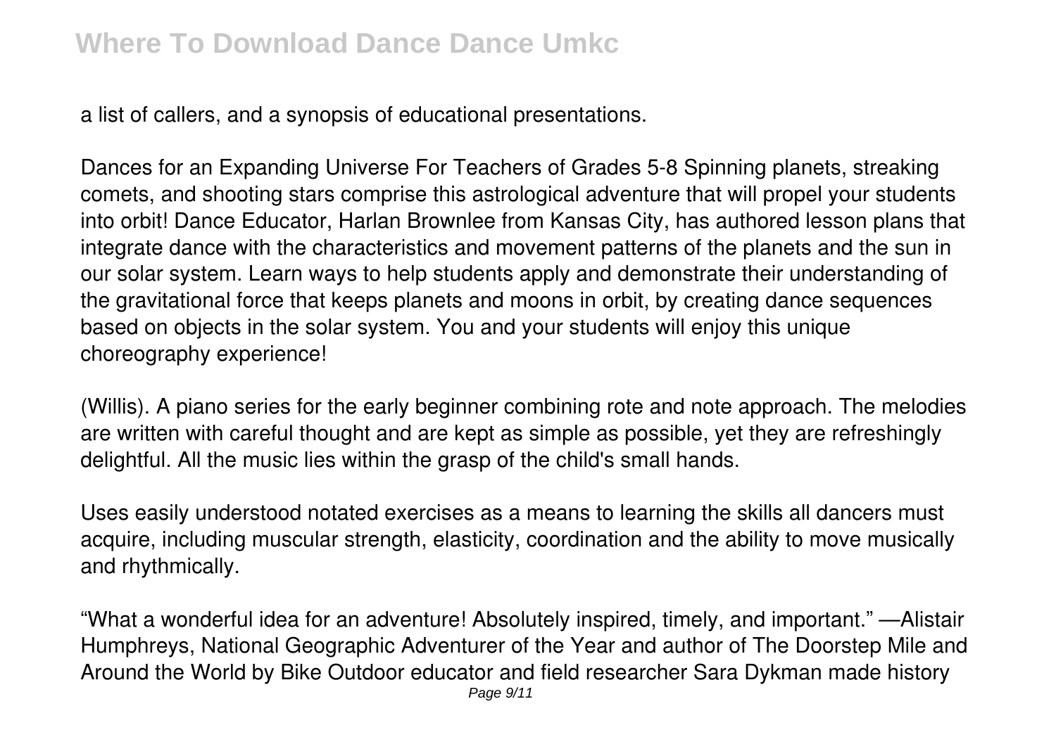a list of callers, and a synopsis of educational presentations.

Dances for an Expanding Universe For Teachers of Grades 5-8 Spinning planets, streaking comets, and shooting stars comprise this astrological adventure that will propel your students into orbit! Dance Educator, Harlan Brownlee from Kansas City, has authored lesson plans that integrate dance with the characteristics and movement patterns of the planets and the sun in our solar system. Learn ways to help students apply and demonstrate their understanding of the gravitational force that keeps planets and moons in orbit, by creating dance sequences based on objects in the solar system. You and your students will enjoy this unique choreography experience!

(Willis). A piano series for the early beginner combining rote and note approach. The melodies are written with careful thought and are kept as simple as possible, yet they are refreshingly delightful. All the music lies within the grasp of the child's small hands.

Uses easily understood notated exercises as a means to learning the skills all dancers must acquire, including muscular strength, elasticity, coordination and the ability to move musically and rhythmically.

"What a wonderful idea for an adventure! Absolutely inspired, timely, and important." —Alistair Humphreys, National Geographic Adventurer of the Year and author of The Doorstep Mile and Around the World by Bike Outdoor educator and field researcher Sara Dykman made history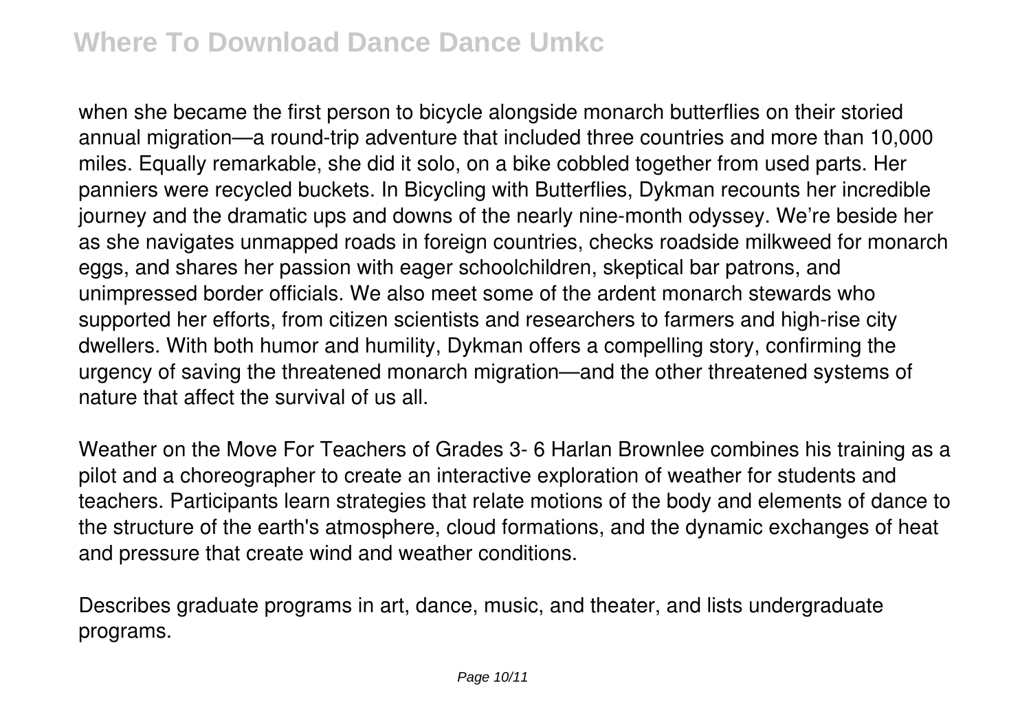when she became the first person to bicycle alongside monarch butterflies on their storied annual migration—a round-trip adventure that included three countries and more than 10,000 miles. Equally remarkable, she did it solo, on a bike cobbled together from used parts. Her panniers were recycled buckets. In Bicycling with Butterflies, Dykman recounts her incredible journey and the dramatic ups and downs of the nearly nine-month odyssey. We're beside her as she navigates unmapped roads in foreign countries, checks roadside milkweed for monarch eggs, and shares her passion with eager schoolchildren, skeptical bar patrons, and unimpressed border officials. We also meet some of the ardent monarch stewards who supported her efforts, from citizen scientists and researchers to farmers and high-rise city dwellers. With both humor and humility, Dykman offers a compelling story, confirming the urgency of saving the threatened monarch migration—and the other threatened systems of nature that affect the survival of us all.

Weather on the Move For Teachers of Grades 3- 6 Harlan Brownlee combines his training as a pilot and a choreographer to create an interactive exploration of weather for students and teachers. Participants learn strategies that relate motions of the body and elements of dance to the structure of the earth's atmosphere, cloud formations, and the dynamic exchanges of heat and pressure that create wind and weather conditions.

Describes graduate programs in art, dance, music, and theater, and lists undergraduate programs.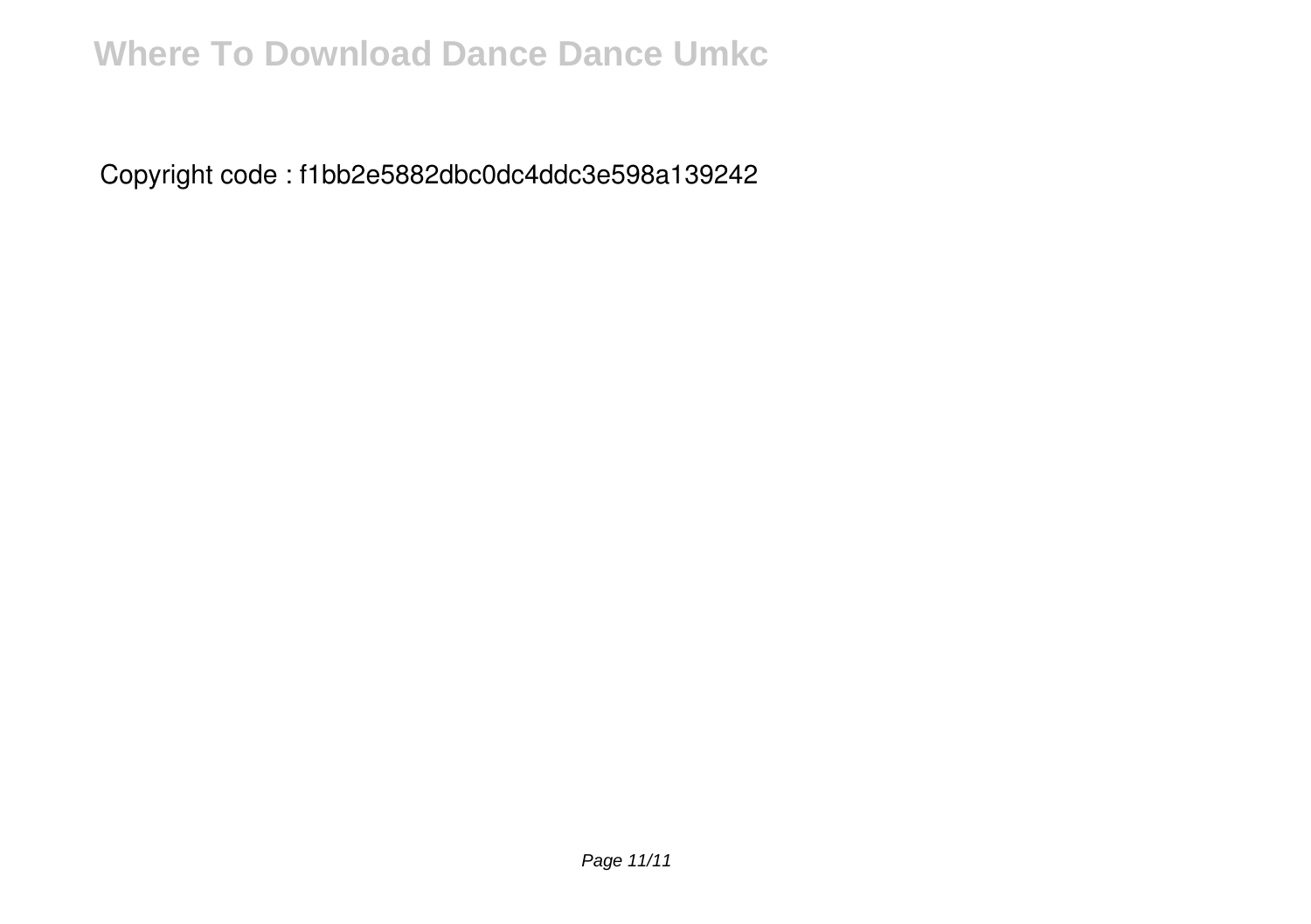Copyright code : f1bb2e5882dbc0dc4ddc3e598a139242